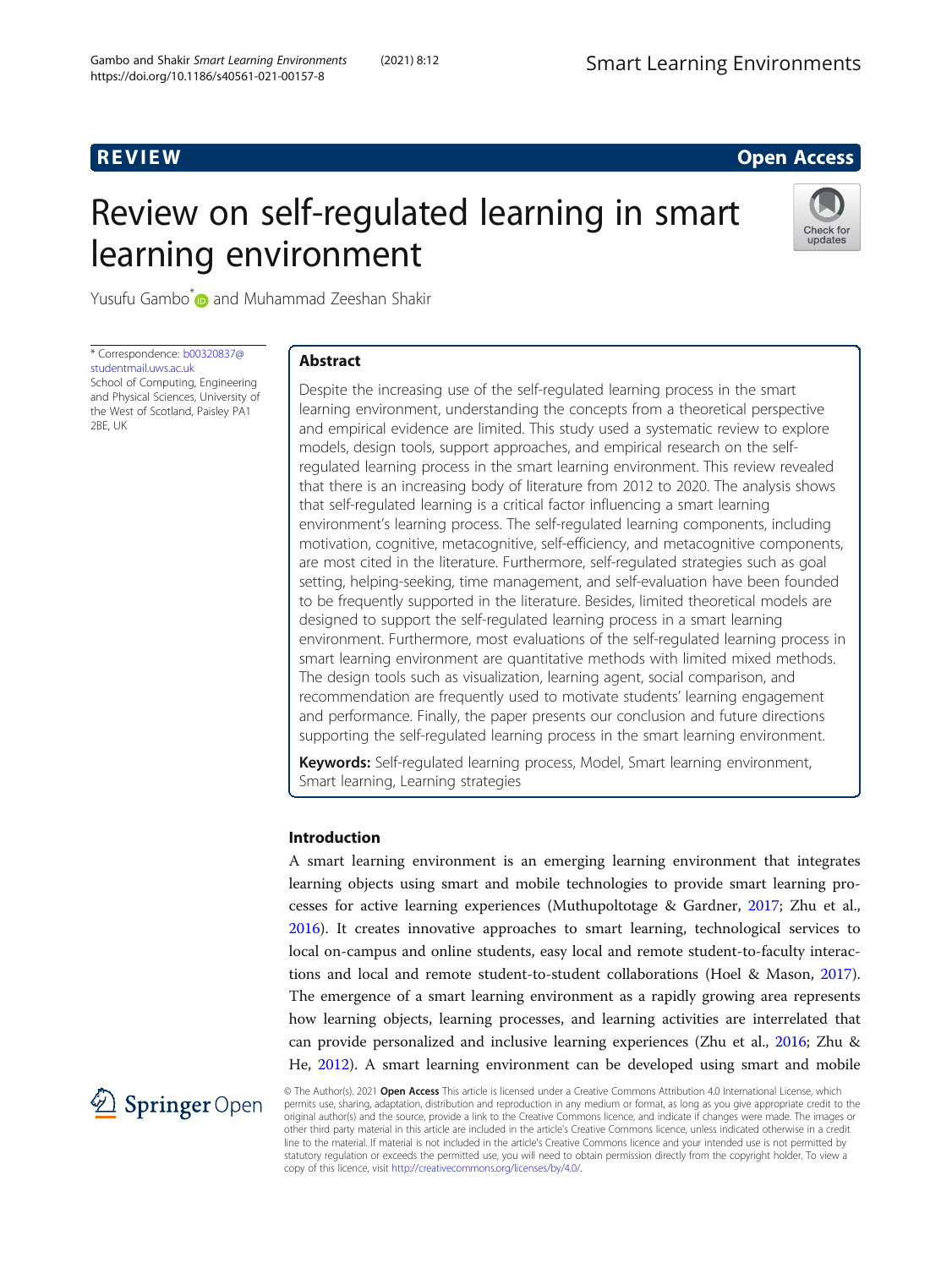REVIEW

Open Access

# Review on self-regulated learning in smart learning environment

Yusufu Gambo* and Muhammad Zeeshan Shakir

\* Correspondence: b00320837@studentmail.uws.ac.uk
School of Computing, Engineering and Physical Sciences, University of the West of Scotland, Paisley PA1 2BE, UK

## Abstract

Despite the increasing use of the self-regulated learning process in the smart learning environment, understanding the concepts from a theoretical perspective and empirical evidence are limited. This study used a systematic review to explore models, design tools, support approaches, and empirical research on the self-regulated learning process in the smart learning environment. This review revealed that there is an increasing body of literature from 2012 to 2020. The analysis shows that self-regulated learning is a critical factor influencing a smart learning environment's learning process. The self-regulated learning components, including motivation, cognitive, metacognitive, self-efficiency, and metacognitive components, are most cited in the literature. Furthermore, self-regulated strategies such as goal setting, helping-seeking, time management, and self-evaluation have been founded to be frequently supported in the literature. Besides, limited theoretical models are designed to support the self-regulated learning process in a smart learning environment. Furthermore, most evaluations of the self-regulated learning process in smart learning environment are quantitative methods with limited mixed methods. The design tools such as visualization, learning agent, social comparison, and recommendation are frequently used to motivate students' learning engagement and performance. Finally, the paper presents our conclusion and future directions supporting the self-regulated learning process in the smart learning environment.

**Keywords:** Self-regulated learning process, Model, Smart learning environment, Smart learning, Learning strategies

## Introduction

A smart learning environment is an emerging learning environment that integrates learning objects using smart and mobile technologies to provide smart learning processes for active learning experiences (Muthupoltotage & Gardner, 2017; Zhu et al., 2016). It creates innovative approaches to smart learning, technological services to local on-campus and online students, easy local and remote student-to-faculty interactions and local and remote student-to-student collaborations (Hoel & Mason, 2017). The emergence of a smart learning environment as a rapidly growing area represents how learning objects, learning processes, and learning activities are interrelated that can provide personalized and inclusive learning experiences (Zhu et al., 2016; Zhu & He, 2012). A smart learning environment can be developed using smart and mobile

© The Author(s). 2021 **Open Access** This article is licensed under a Creative Commons Attribution 4.0 International License, which permits use, sharing, adaptation, distribution and reproduction in any medium or format, as long as you give appropriate credit to the original author(s) and the source, provide a link to the Creative Commons licence, and indicate if changes were made. The images or other third party material in this article are included in the article's Creative Commons licence, unless indicated otherwise in a credit line to the material. If material is not included in the article's Creative Commons licence and your intended use is not permitted by statutory regulation or exceeds the permitted use, you will need to obtain permission directly from the copyright holder. To view a copy of this licence, visit http://creativecommons.org/licenses/by/4.0/.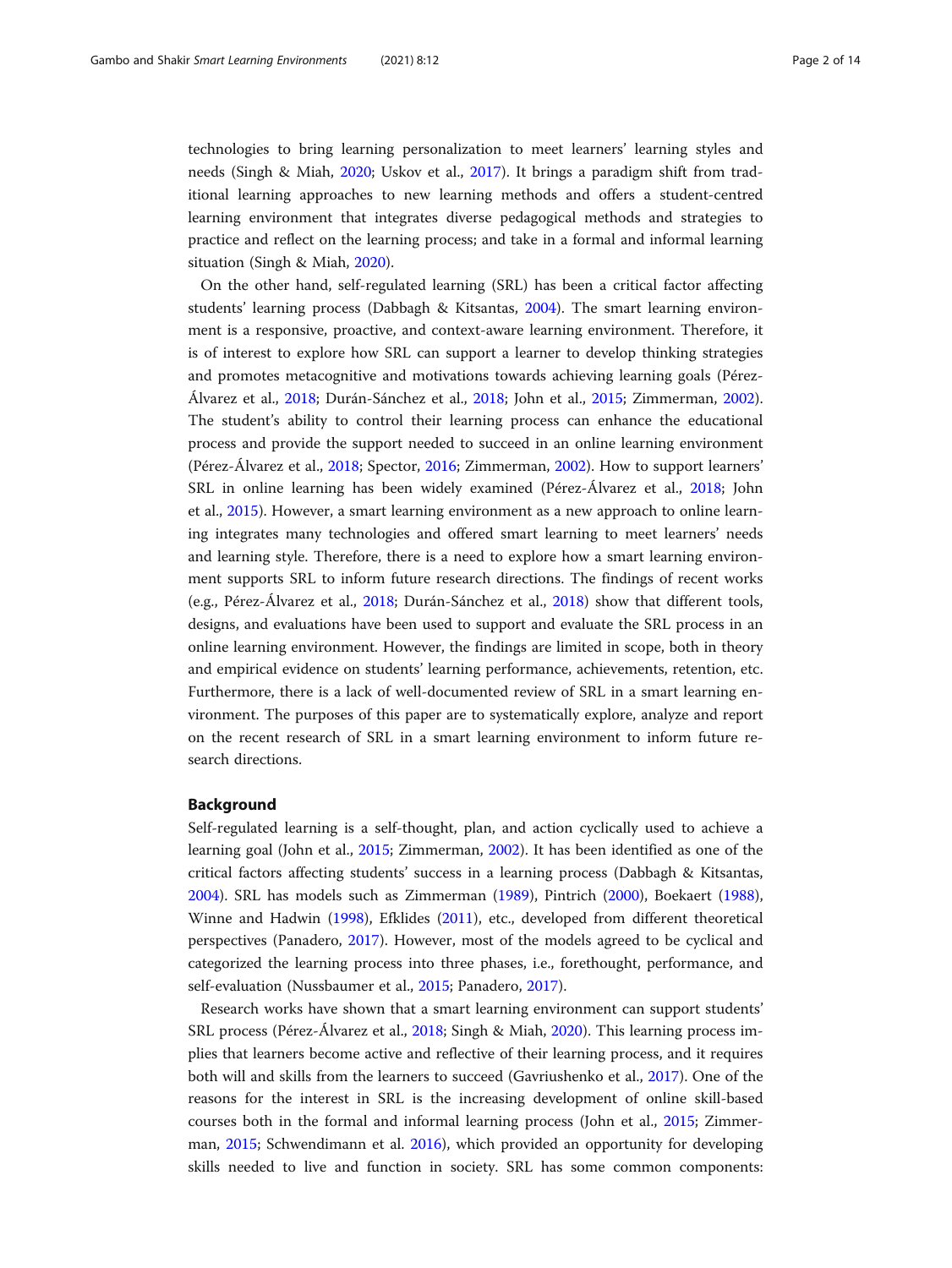technologies to bring learning personalization to meet learners' learning styles and needs (Singh & Miah, 2020; Uskov et al., 2017). It brings a paradigm shift from traditional learning approaches to new learning methods and offers a student-centred learning environment that integrates diverse pedagogical methods and strategies to practice and reflect on the learning process; and take in a formal and informal learning situation (Singh & Miah, 2020).

On the other hand, self-regulated learning (SRL) has been a critical factor affecting students' learning process (Dabbagh & Kitsantas, 2004). The smart learning environment is a responsive, proactive, and context-aware learning environment. Therefore, it is of interest to explore how SRL can support a learner to develop thinking strategies and promotes metacognitive and motivations towards achieving learning goals (Pérez-Álvarez et al., 2018; Durán-Sánchez et al., 2018; John et al., 2015; Zimmerman, 2002). The student's ability to control their learning process can enhance the educational process and provide the support needed to succeed in an online learning environment (Pérez-Álvarez et al., 2018; Spector, 2016; Zimmerman, 2002). How to support learners' SRL in online learning has been widely examined (Pérez-Álvarez et al., 2018; John et al., 2015). However, a smart learning environment as a new approach to online learning integrates many technologies and offered smart learning to meet learners' needs and learning style. Therefore, there is a need to explore how a smart learning environment supports SRL to inform future research directions. The findings of recent works (e.g., Pérez-Álvarez et al., 2018; Durán-Sánchez et al., 2018) show that different tools, designs, and evaluations have been used to support and evaluate the SRL process in an online learning environment. However, the findings are limited in scope, both in theory and empirical evidence on students' learning performance, achievements, retention, etc. Furthermore, there is a lack of well-documented review of SRL in a smart learning environment. The purposes of this paper are to systematically explore, analyze and report on the recent research of SRL in a smart learning environment to inform future research directions.

## Background

Self-regulated learning is a self-thought, plan, and action cyclically used to achieve a learning goal (John et al., 2015; Zimmerman, 2002). It has been identified as one of the critical factors affecting students' success in a learning process (Dabbagh & Kitsantas, 2004). SRL has models such as Zimmerman (1989), Pintrich (2000), Boekaert (1988), Winne and Hadwin (1998), Efklides (2011), etc., developed from different theoretical perspectives (Panadero, 2017). However, most of the models agreed to be cyclical and categorized the learning process into three phases, i.e., forethought, performance, and self-evaluation (Nussbaumer et al., 2015; Panadero, 2017).

Research works have shown that a smart learning environment can support students' SRL process (Pérez-Álvarez et al., 2018; Singh & Miah, 2020). This learning process implies that learners become active and reflective of their learning process, and it requires both will and skills from the learners to succeed (Gavriushenko et al., 2017). One of the reasons for the interest in SRL is the increasing development of online skill-based courses both in the formal and informal learning process (John et al., 2015; Zimmerman, 2015; Schwendimann et al. 2016), which provided an opportunity for developing skills needed to live and function in society. SRL has some common components: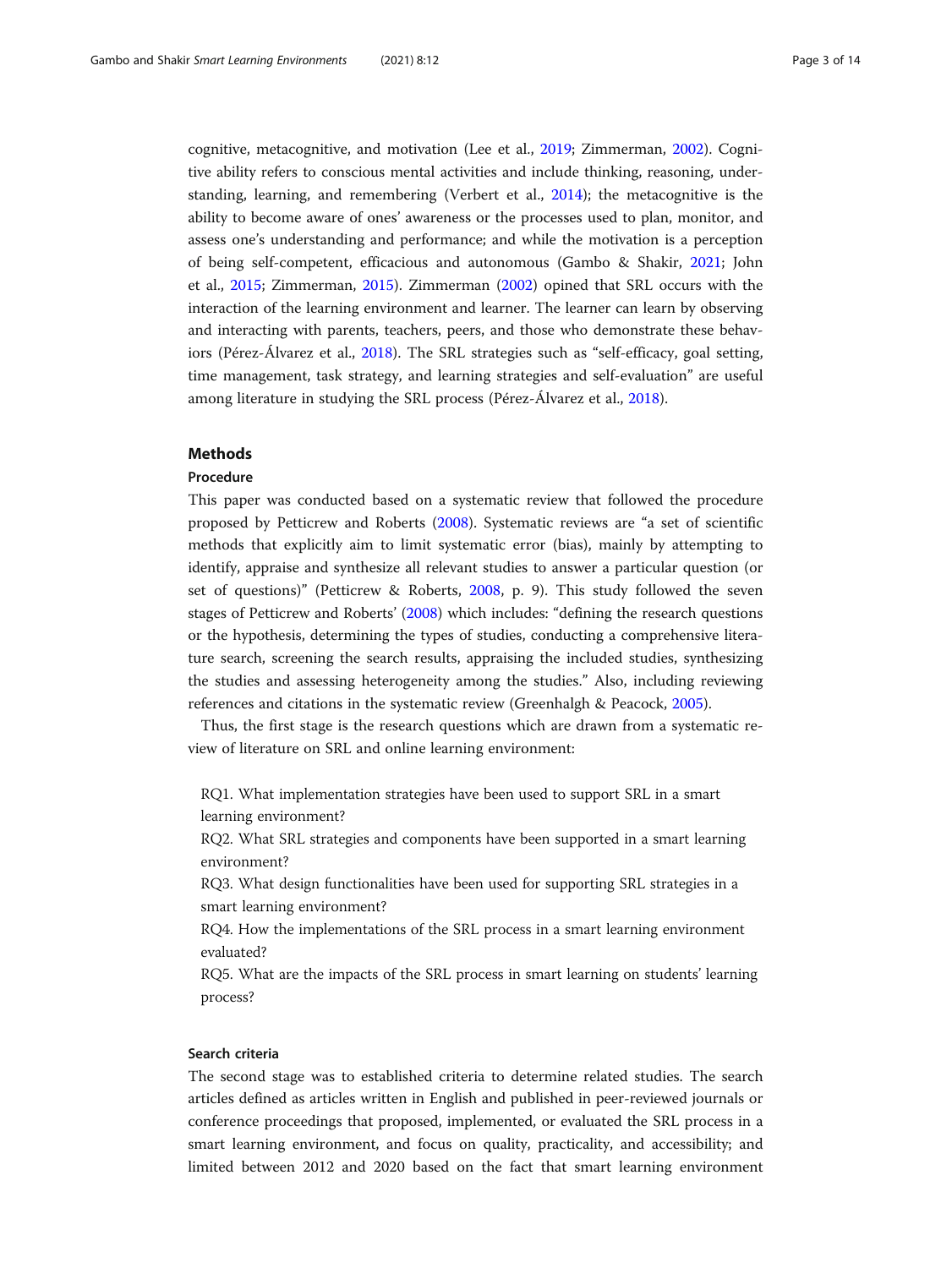cognitive, metacognitive, and motivation (Lee et al., 2019; Zimmerman, 2002). Cognitive ability refers to conscious mental activities and include thinking, reasoning, understanding, learning, and remembering (Verbert et al., 2014); the metacognitive is the ability to become aware of ones' awareness or the processes used to plan, monitor, and assess one's understanding and performance; and while the motivation is a perception of being self-competent, efficacious and autonomous (Gambo & Shakir, 2021; John et al., 2015; Zimmerman, 2015). Zimmerman (2002) opined that SRL occurs with the interaction of the learning environment and learner. The learner can learn by observing and interacting with parents, teachers, peers, and those who demonstrate these behaviors (Pérez-Álvarez et al., 2018). The SRL strategies such as "self-efficacy, goal setting, time management, task strategy, and learning strategies and self-evaluation" are useful among literature in studying the SRL process (Pérez-Álvarez et al., 2018).

## Methods

### Procedure

This paper was conducted based on a systematic review that followed the procedure proposed by Petticrew and Roberts (2008). Systematic reviews are "a set of scientific methods that explicitly aim to limit systematic error (bias), mainly by attempting to identify, appraise and synthesize all relevant studies to answer a particular question (or set of questions)" (Petticrew & Roberts, 2008, p. 9). This study followed the seven stages of Petticrew and Roberts' (2008) which includes: "defining the research questions or the hypothesis, determining the types of studies, conducting a comprehensive literature search, screening the search results, appraising the included studies, synthesizing the studies and assessing heterogeneity among the studies." Also, including reviewing references and citations in the systematic review (Greenhalgh & Peacock, 2005).

Thus, the first stage is the research questions which are drawn from a systematic review of literature on SRL and online learning environment:

RQ1. What implementation strategies have been used to support SRL in a smart learning environment?
RQ2. What SRL strategies and components have been supported in a smart learning environment?
RQ3. What design functionalities have been used for supporting SRL strategies in a smart learning environment?
RQ4. How the implementations of the SRL process in a smart learning environment evaluated?
RQ5. What are the impacts of the SRL process in smart learning on students' learning process?

### Search criteria

The second stage was to established criteria to determine related studies. The search articles defined as articles written in English and published in peer-reviewed journals or conference proceedings that proposed, implemented, or evaluated the SRL process in a smart learning environment, and focus on quality, practicality, and accessibility; and limited between 2012 and 2020 based on the fact that smart learning environment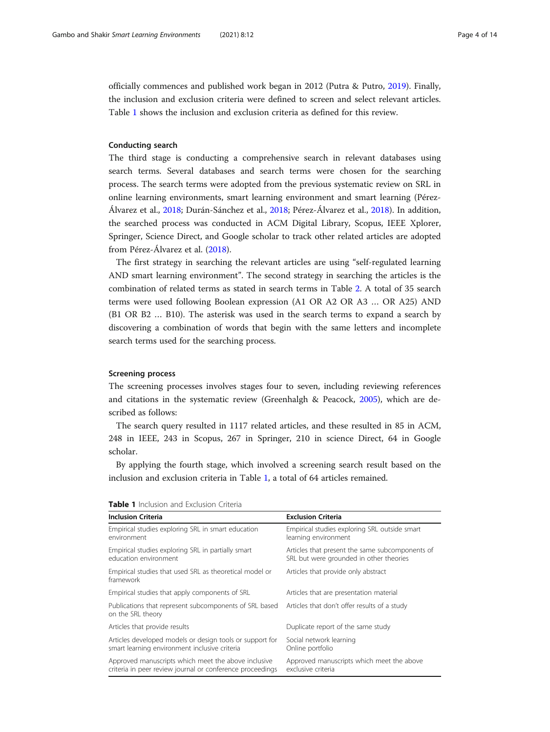officially commences and published work began in 2012 (Putra & Putro, 2019). Finally, the inclusion and exclusion criteria were defined to screen and select relevant articles. Table 1 shows the inclusion and exclusion criteria as defined for this review.

### Conducting search

The third stage is conducting a comprehensive search in relevant databases using search terms. Several databases and search terms were chosen for the searching process. The search terms were adopted from the previous systematic review on SRL in online learning environments, smart learning environment and smart learning (Pérez-Álvarez et al., 2018; Durán-Sánchez et al., 2018; Pérez-Álvarez et al., 2018). In addition, the searched process was conducted in ACM Digital Library, Scopus, IEEE Xplorer, Springer, Science Direct, and Google scholar to track other related articles are adopted from Pérez-Álvarez et al. (2018).

The first strategy in searching the relevant articles are using "self-regulated learning AND smart learning environment". The second strategy in searching the articles is the combination of related terms as stated in search terms in Table 2. A total of 35 search terms were used following Boolean expression (A1 OR A2 OR A3 … OR A25) AND (B1 OR B2 … B10). The asterisk was used in the search terms to expand a search by discovering a combination of words that begin with the same letters and incomplete search terms used for the searching process.

### Screening process

The screening processes involves stages four to seven, including reviewing references and citations in the systematic review (Greenhalgh & Peacock, 2005), which are described as follows:

The search query resulted in 1117 related articles, and these resulted in 85 in ACM, 248 in IEEE, 243 in Scopus, 267 in Springer, 210 in science Direct, 64 in Google scholar.

By applying the fourth stage, which involved a screening search result based on the inclusion and exclusion criteria in Table 1, a total of 64 articles remained.

**Table 1** Inclusion and Exclusion Criteria

| Inclusion Criteria | Exclusion Criteria |
| --- | --- |
| Empirical studies exploring SRL in smart education environment | Empirical studies exploring SRL outside smart learning environment |
| Empirical studies exploring SRL in partially smart education environment | Articles that present the same subcomponents of SRL but were grounded in other theories |
| Empirical studies that used SRL as theoretical model or framework | Articles that provide only abstract |
| Empirical studies that apply components of SRL | Articles that are presentation material |
| Publications that represent subcomponents of SRL based on the SRL theory | Articles that don't offer results of a study |
| Articles that provide results | Duplicate report of the same study |
| Articles developed models or design tools or support for smart learning environment inclusive criteria | Social network learning<br>Online portfolio |
| Approved manuscripts which meet the above inclusive criteria in peer review journal or conference proceedings | Approved manuscripts which meet the above exclusive criteria |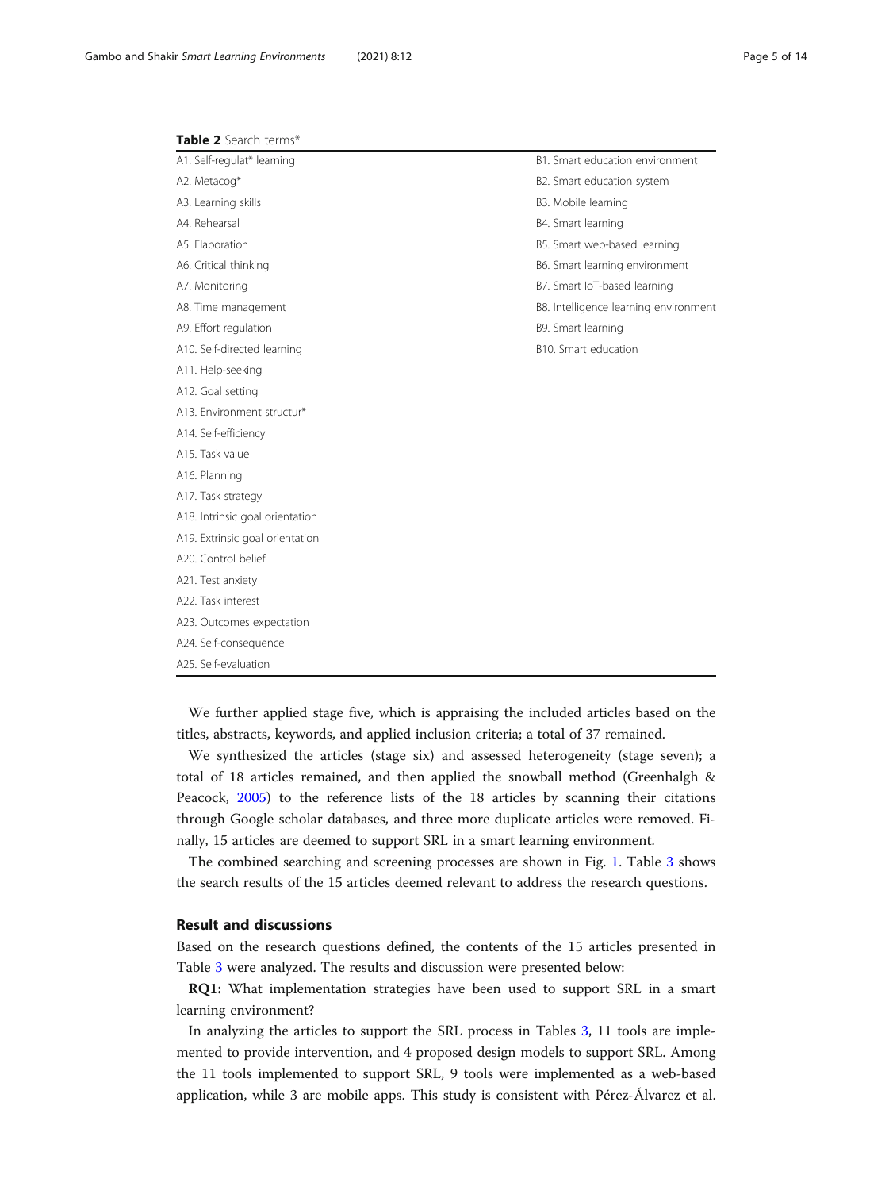**Table 2** Search terms*

| | |
|---|---|
| A1. Self-regulat* learning | B1. Smart education environment |
| A2. Metacog* | B2. Smart education system |
| A3. Learning skills | B3. Mobile learning |
| A4. Rehearsal | B4. Smart learning |
| A5. Elaboration | B5. Smart web-based learning |
| A6. Critical thinking | B6. Smart learning environment |
| A7. Monitoring | B7. Smart IoT-based learning |
| A8. Time management | B8. Intelligence learning environment |
| A9. Effort regulation | B9. Smart learning |
| A10. Self-directed learning | B10. Smart education |
| A11. Help-seeking | |
| A12. Goal setting | |
| A13. Environment structur* | |
| A14. Self-efficiency | |
| A15. Task value | |
| A16. Planning | |
| A17. Task strategy | |
| A18. Intrinsic goal orientation | |
| A19. Extrinsic goal orientation | |
| A20. Control belief | |
| A21. Test anxiety | |
| A22. Task interest | |
| A23. Outcomes expectation | |
| A24. Self-consequence | |
| A25. Self-evaluation | |

We further applied stage five, which is appraising the included articles based on the titles, abstracts, keywords, and applied inclusion criteria; a total of 37 remained.

We synthesized the articles (stage six) and assessed heterogeneity (stage seven); a total of 18 articles remained, and then applied the snowball method (Greenhalgh & Peacock, 2005) to the reference lists of the 18 articles by scanning their citations through Google scholar databases, and three more duplicate articles were removed. Finally, 15 articles are deemed to support SRL in a smart learning environment.

The combined searching and screening processes are shown in Fig. 1. Table 3 shows the search results of the 15 articles deemed relevant to address the research questions.

## Result and discussions

Based on the research questions defined, the contents of the 15 articles presented in Table 3 were analyzed. The results and discussion were presented below:

**RQ1:** What implementation strategies have been used to support SRL in a smart learning environment?

In analyzing the articles to support the SRL process in Tables 3, 11 tools are implemented to provide intervention, and 4 proposed design models to support SRL. Among the 11 tools implemented to support SRL, 9 tools were implemented as a web-based application, while 3 are mobile apps. This study is consistent with Pérez-Álvarez et al.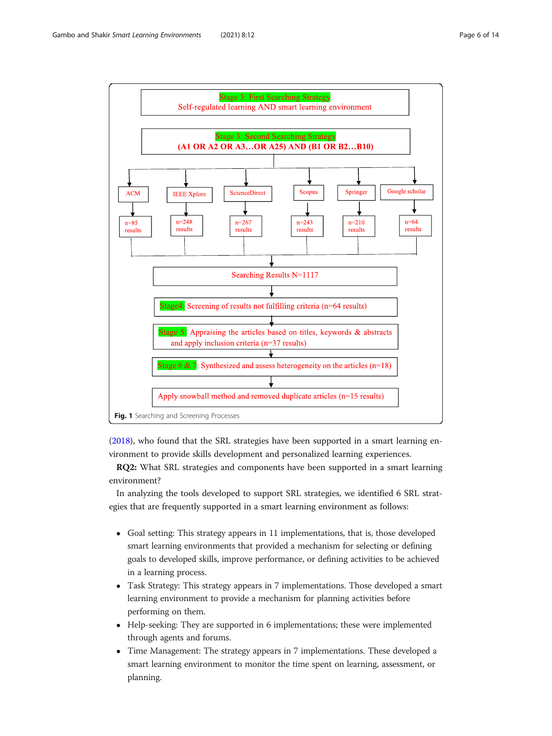Stage 3: First Searching Strategy
Self-regulated learning AND smart learning environment

Stage 3: Second Searching Strategy
**(A1 OR A2 OR A3…OR A25) AND (B1 OR B2…B10)**

| ACM | IEEE Xplore | ScienceDirect | Scopus | Springer | Google scholar |
|---|---|---|---|---|---|
| n=85 results | n=248 results | n=267 results | n=243 results | n=210 results | n=64 results |

Searching Results N=1117

Stage4: Screening of results not fulfilling criteria (n=64 results)

Stage 5: Appraising the articles based on titles, keywords & abstracts and apply inclusion criteria (n=37 results)

Stage 6 & 7: Synthesized and assess heterogeneity on the articles (n=18)

Apply snowball method and removed duplicate articles (n=15 results)

**Fig. 1** Searching and Screening Processes

(2018), who found that the SRL strategies have been supported in a smart learning environment to provide skills development and personalized learning experiences.

**RQ2:** What SRL strategies and components have been supported in a smart learning environment?

In analyzing the tools developed to support SRL strategies, we identified 6 SRL strategies that are frequently supported in a smart learning environment as follows:

- Goal setting: This strategy appears in 11 implementations, that is, those developed smart learning environments that provided a mechanism for selecting or defining goals to developed skills, improve performance, or defining activities to be achieved in a learning process.
- Task Strategy: This strategy appears in 7 implementations. Those developed a smart learning environment to provide a mechanism for planning activities before performing on them.
- Help-seeking: They are supported in 6 implementations; these were implemented through agents and forums.
- Time Management: The strategy appears in 7 implementations. These developed a smart learning environment to monitor the time spent on learning, assessment, or planning.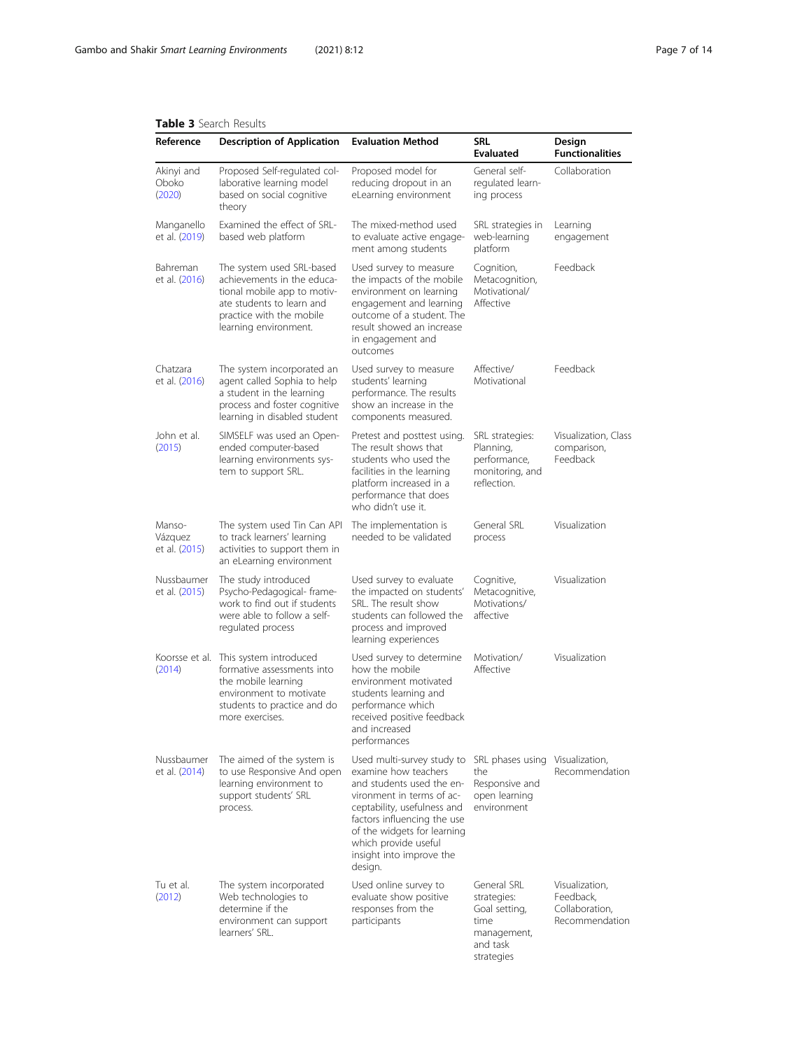**Table 3** Search Results

| Reference | Description of Application | Evaluation Method | SRL Evaluated | Design Functionalities |
|---|---|---|---|---|
| Akinyi and Oboko (2020) | Proposed Self-regulated collaborative learning model based on social cognitive theory | Proposed model for reducing dropout in an eLearning environment | General self-regulated learning process | Collaboration |
| Manganello et al. (2019) | Examined the effect of SRL-based web platform | The mixed-method used to evaluate active engagement among students | SRL strategies in web-learning platform | Learning engagement |
| Bahreman et al. (2016) | The system used SRL-based achievements in the educational mobile app to motivate students to learn and practice with the mobile learning environment. | Used survey to measure the impacts of the mobile environment on learning engagement and learning outcome of a student. The result showed an increase in engagement and outcomes | Cognition, Metacognition, Motivational/ Affective | Feedback |
| Chatzara et al. (2016) | The system incorporated an agent called Sophia to help a student in the learning process and foster cognitive learning in disabled student | Used survey to measure students' learning performance. The results show an increase in the components measured. | Affective/ Motivational | Feedback |
| John et al. (2015) | SIMSELF was used an Open-ended computer-based learning environments system to support SRL. | Pretest and posttest using. The result shows that students who used the facilities in the learning platform increased in a performance that does who didn't use it. | SRL strategies: Planning, performance, monitoring, and reflection. | Visualization, Class comparison, Feedback |
| Manso-Vázquez et al. (2015) | The system used Tin Can API to track learners' learning activities to support them in an eLearning environment | The implementation is needed to be validated | General SRL process | Visualization |
| Nussbaumer et al. (2015) | The study introduced Psycho-Pedagogical- framework to find out if students were able to follow a self-regulated process | Used survey to evaluate the impact on students' SRL. The result show students can followed the process and improved learning experiences | Cognitive, Metacognitive, Motivations/ affective | Visualization |
| Koorsse et al. (2014) | This system introduced formative assessments into the mobile learning environment to motivate students to practice and do more exercises. | Used survey to determine how the mobile environment motivated students learning and performance which received positive feedback and increased performances | Motivation/ Affective | Visualization |
| Nussbaumer et al. (2014) | The aimed of the system is to use Responsive And open learning environment to support students' SRL process. | Used multi-survey study to examine how teachers and students used the environment in terms of acceptability, usefulness and factors influencing the use of the widgets for learning which provide useful insight into improve the design. | SRL phases using the Responsive and open learning environment | Visualization, Recommendation |
| Tu et al. (2012) | The system incorporated Web technologies to determine if the environment can support learners' SRL. | Used online survey to evaluate show positive responses from the participants | General SRL strategies: Goal setting, time management, and task strategies | Visualization, Feedback, Collaboration, Recommendation |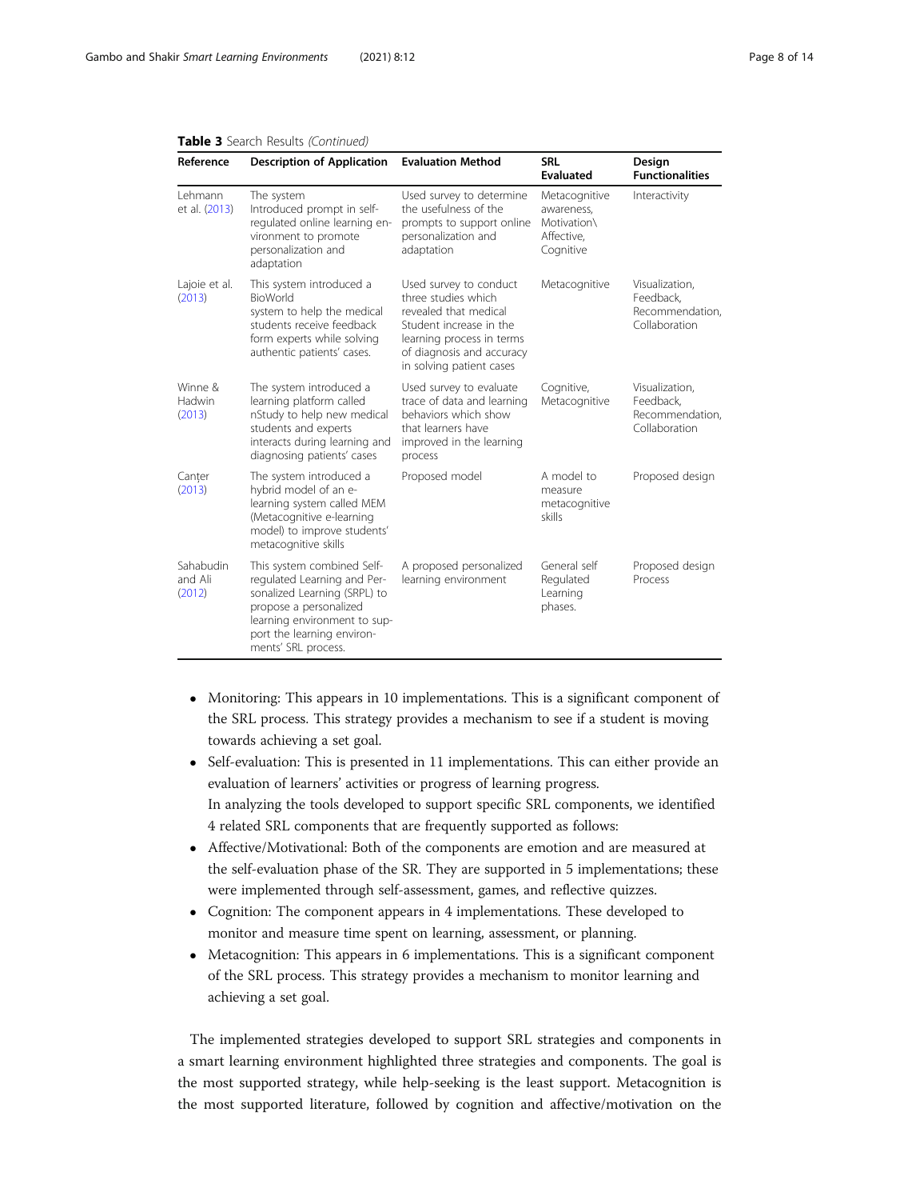**Table 3** Search Results *(Continued)*

| Reference | Description of Application | Evaluation Method | SRL Evaluated | Design Functionalities |
| --- | --- | --- | --- | --- |
| Lehmann et al. (2013) | The system Introduced prompt in self-regulated online learning environment to promote personalization and adaptation | Used survey to determine the usefulness of the prompts to support online personalization and adaptation | Metacognitive awareness, Motivation\ Affective, Cognitive | Interactivity |
| Lajoie et al. (2013) | This system introduced a BioWorld system to help the medical students receive feedback form experts while solving authentic patients' cases. | Used survey to conduct three studies which revealed that medical Student increase in the learning process in terms of diagnosis and accuracy in solving patient cases | Metacognitive | Visualization, Feedback, Recommendation, Collaboration |
| Winne & Hadwin (2013) | The system introduced a learning platform called nStudy to help new medical students and experts interacts during learning and diagnosing patients' cases | Used survey to evaluate trace of data and learning behaviors which show that learners have improved in the learning process | Cognitive, Metacognitive | Visualization, Feedback, Recommendation, Collaboration |
| Canter (2013) | The system introduced a hybrid model of an e-learning system called MEM (Metacognitive e-learning model) to improve students' metacognitive skills | Proposed model | A model to measure metacognitive skills | Proposed design |
| Sahabudin and Ali (2012) | This system combined Self-regulated Learning and Personalized Learning (SRPL) to propose a personalized learning environment to support the learning environments' SRL process. | A proposed personalized learning environment | General self Regulated Learning phases. | Proposed design Process |

- Monitoring: This appears in 10 implementations. This is a significant component of the SRL process. This strategy provides a mechanism to see if a student is moving towards achieving a set goal.
- Self-evaluation: This is presented in 11 implementations. This can either provide an evaluation of learners' activities or progress of learning progress.
  In analyzing the tools developed to support specific SRL components, we identified 4 related SRL components that are frequently supported as follows:
- Affective/Motivational: Both of the components are emotion and are measured at the self-evaluation phase of the SR. They are supported in 5 implementations; these were implemented through self-assessment, games, and reflective quizzes.
- Cognition: The component appears in 4 implementations. These developed to monitor and measure time spent on learning, assessment, or planning.
- Metacognition: This appears in 6 implementations. This is a significant component of the SRL process. This strategy provides a mechanism to monitor learning and achieving a set goal.

The implemented strategies developed to support SRL strategies and components in a smart learning environment highlighted three strategies and components. The goal is the most supported strategy, while help-seeking is the least support. Metacognition is the most supported literature, followed by cognition and affective/motivation on the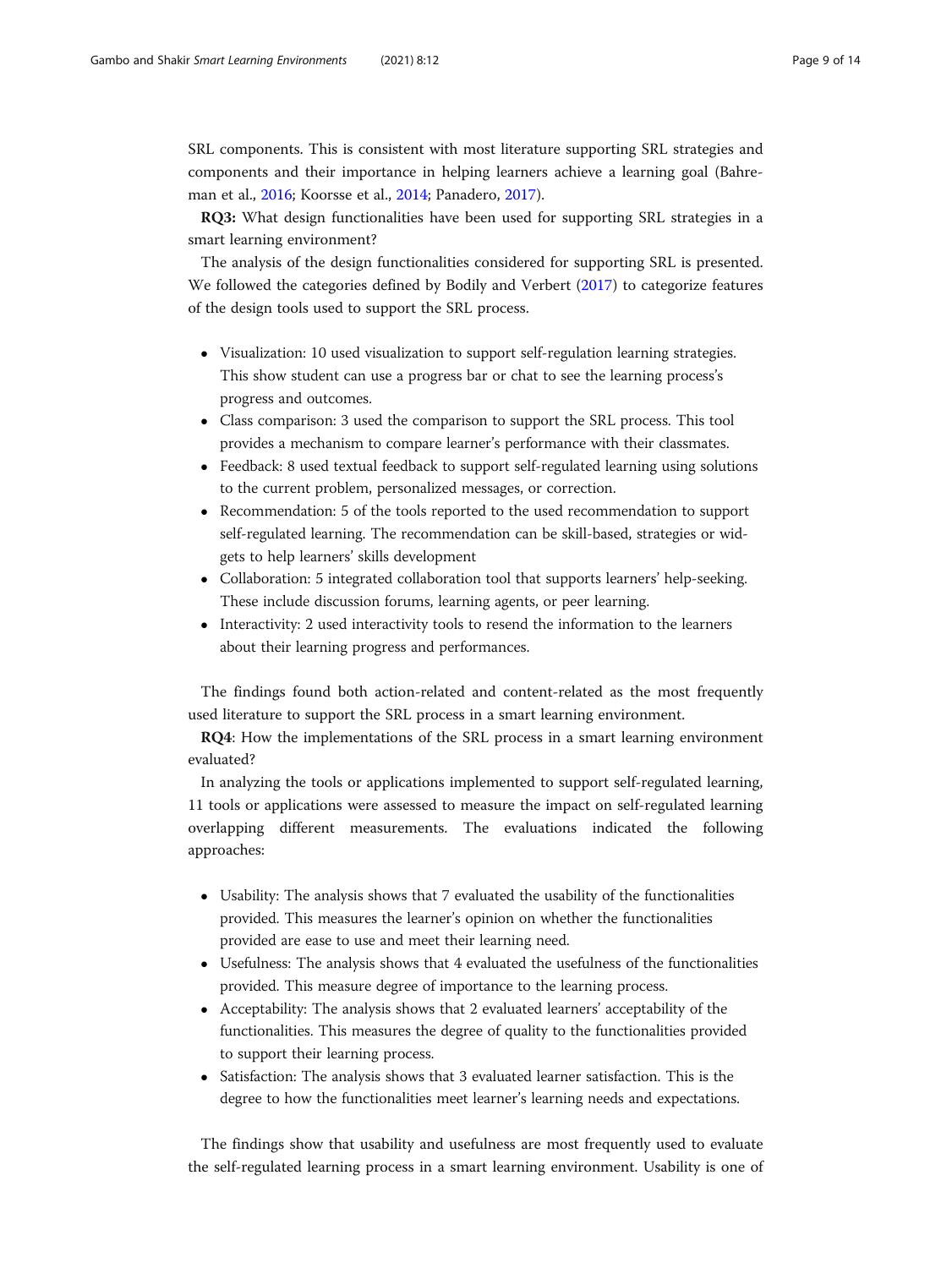SRL components. This is consistent with most literature supporting SRL strategies and components and their importance in helping learners achieve a learning goal (Bahreman et al., 2016; Koorsse et al., 2014; Panadero, 2017).

**RQ3:** What design functionalities have been used for supporting SRL strategies in a smart learning environment?

The analysis of the design functionalities considered for supporting SRL is presented. We followed the categories defined by Bodily and Verbert (2017) to categorize features of the design tools used to support the SRL process.

- Visualization: 10 used visualization to support self-regulation learning strategies. This show student can use a progress bar or chat to see the learning process's progress and outcomes.
- Class comparison: 3 used the comparison to support the SRL process. This tool provides a mechanism to compare learner's performance with their classmates.
- Feedback: 8 used textual feedback to support self-regulated learning using solutions to the current problem, personalized messages, or correction.
- Recommendation: 5 of the tools reported to the used recommendation to support self-regulated learning. The recommendation can be skill-based, strategies or widgets to help learners' skills development
- Collaboration: 5 integrated collaboration tool that supports learners' help-seeking. These include discussion forums, learning agents, or peer learning.
- Interactivity: 2 used interactivity tools to resend the information to the learners about their learning progress and performances.

The findings found both action-related and content-related as the most frequently used literature to support the SRL process in a smart learning environment.

**RQ4**: How the implementations of the SRL process in a smart learning environment evaluated?

In analyzing the tools or applications implemented to support self-regulated learning, 11 tools or applications were assessed to measure the impact on self-regulated learning overlapping different measurements. The evaluations indicated the following approaches:

- Usability: The analysis shows that 7 evaluated the usability of the functionalities provided. This measures the learner's opinion on whether the functionalities provided are ease to use and meet their learning need.
- Usefulness: The analysis shows that 4 evaluated the usefulness of the functionalities provided. This measure degree of importance to the learning process.
- Acceptability: The analysis shows that 2 evaluated learners' acceptability of the functionalities. This measures the degree of quality to the functionalities provided to support their learning process.
- Satisfaction: The analysis shows that 3 evaluated learner satisfaction. This is the degree to how the functionalities meet learner's learning needs and expectations.

The findings show that usability and usefulness are most frequently used to evaluate the self-regulated learning process in a smart learning environment. Usability is one of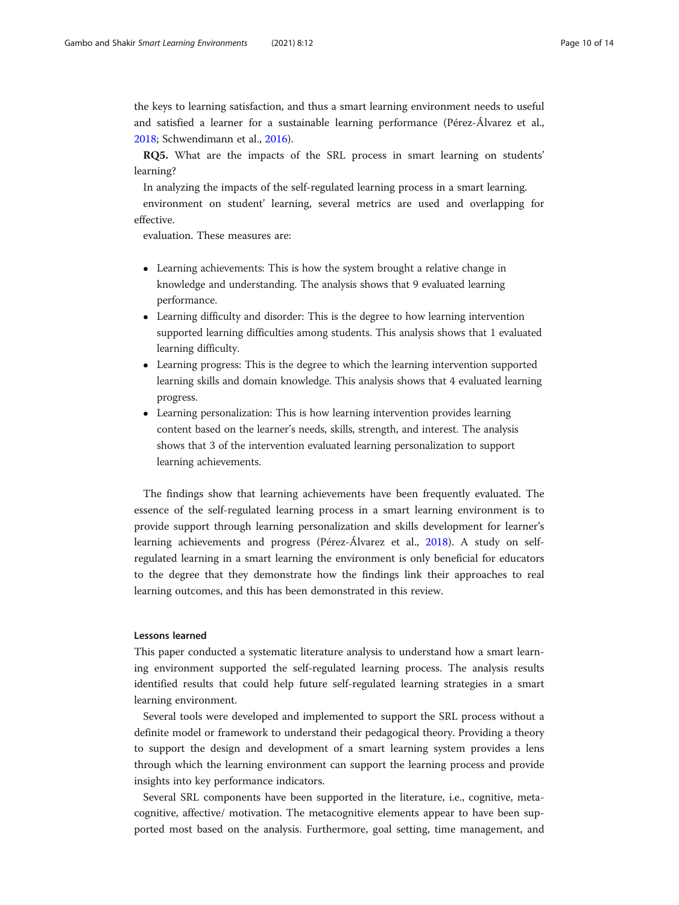the keys to learning satisfaction, and thus a smart learning environment needs to useful and satisfied a learner for a sustainable learning performance (Pérez-Álvarez et al., 2018; Schwendimann et al., 2016).

**RQ5.** What are the impacts of the SRL process in smart learning on students' learning?

In analyzing the impacts of the self-regulated learning process in a smart learning.

environment on student' learning, several metrics are used and overlapping for effective.

evaluation. These measures are:

- Learning achievements: This is how the system brought a relative change in knowledge and understanding. The analysis shows that 9 evaluated learning performance.
- Learning difficulty and disorder: This is the degree to how learning intervention supported learning difficulties among students. This analysis shows that 1 evaluated learning difficulty.
- Learning progress: This is the degree to which the learning intervention supported learning skills and domain knowledge. This analysis shows that 4 evaluated learning progress.
- Learning personalization: This is how learning intervention provides learning content based on the learner's needs, skills, strength, and interest. The analysis shows that 3 of the intervention evaluated learning personalization to support learning achievements.

The findings show that learning achievements have been frequently evaluated. The essence of the self-regulated learning process in a smart learning environment is to provide support through learning personalization and skills development for learner's learning achievements and progress (Pérez-Álvarez et al., 2018). A study on self-regulated learning in a smart learning the environment is only beneficial for educators to the degree that they demonstrate how the findings link their approaches to real learning outcomes, and this has been demonstrated in this review.

## Lessons learned

This paper conducted a systematic literature analysis to understand how a smart learning environment supported the self-regulated learning process. The analysis results identified results that could help future self-regulated learning strategies in a smart learning environment.

Several tools were developed and implemented to support the SRL process without a definite model or framework to understand their pedagogical theory. Providing a theory to support the design and development of a smart learning system provides a lens through which the learning environment can support the learning process and provide insights into key performance indicators.

Several SRL components have been supported in the literature, i.e., cognitive, meta-cognitive, affective/ motivation. The metacognitive elements appear to have been supported most based on the analysis. Furthermore, goal setting, time management, and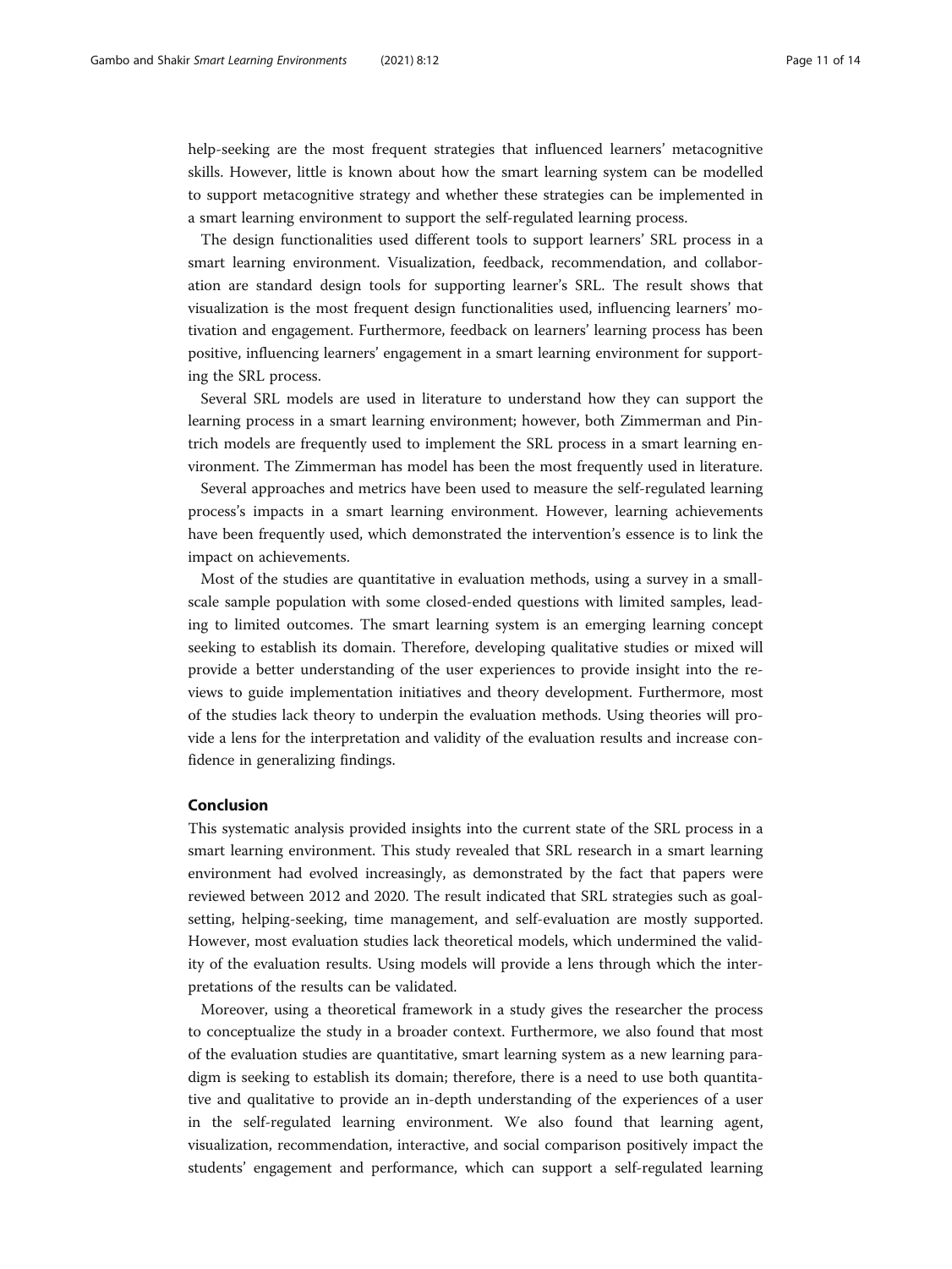help-seeking are the most frequent strategies that influenced learners' metacognitive skills. However, little is known about how the smart learning system can be modelled to support metacognitive strategy and whether these strategies can be implemented in a smart learning environment to support the self-regulated learning process.

The design functionalities used different tools to support learners' SRL process in a smart learning environment. Visualization, feedback, recommendation, and collaboration are standard design tools for supporting learner's SRL. The result shows that visualization is the most frequent design functionalities used, influencing learners' motivation and engagement. Furthermore, feedback on learners' learning process has been positive, influencing learners' engagement in a smart learning environment for supporting the SRL process.

Several SRL models are used in literature to understand how they can support the learning process in a smart learning environment; however, both Zimmerman and Pintrich models are frequently used to implement the SRL process in a smart learning environment. The Zimmerman has model has been the most frequently used in literature.

Several approaches and metrics have been used to measure the self-regulated learning process's impacts in a smart learning environment. However, learning achievements have been frequently used, which demonstrated the intervention's essence is to link the impact on achievements.

Most of the studies are quantitative in evaluation methods, using a survey in a small-scale sample population with some closed-ended questions with limited samples, leading to limited outcomes. The smart learning system is an emerging learning concept seeking to establish its domain. Therefore, developing qualitative studies or mixed will provide a better understanding of the user experiences to provide insight into the reviews to guide implementation initiatives and theory development. Furthermore, most of the studies lack theory to underpin the evaluation methods. Using theories will provide a lens for the interpretation and validity of the evaluation results and increase confidence in generalizing findings.

## Conclusion

This systematic analysis provided insights into the current state of the SRL process in a smart learning environment. This study revealed that SRL research in a smart learning environment had evolved increasingly, as demonstrated by the fact that papers were reviewed between 2012 and 2020. The result indicated that SRL strategies such as goal-setting, helping-seeking, time management, and self-evaluation are mostly supported. However, most evaluation studies lack theoretical models, which undermined the validity of the evaluation results. Using models will provide a lens through which the interpretations of the results can be validated.

Moreover, using a theoretical framework in a study gives the researcher the process to conceptualize the study in a broader context. Furthermore, we also found that most of the evaluation studies are quantitative, smart learning system as a new learning paradigm is seeking to establish its domain; therefore, there is a need to use both quantitative and qualitative to provide an in-depth understanding of the experiences of a user in the self-regulated learning environment. We also found that learning agent, visualization, recommendation, interactive, and social comparison positively impact the students' engagement and performance, which can support a self-regulated learning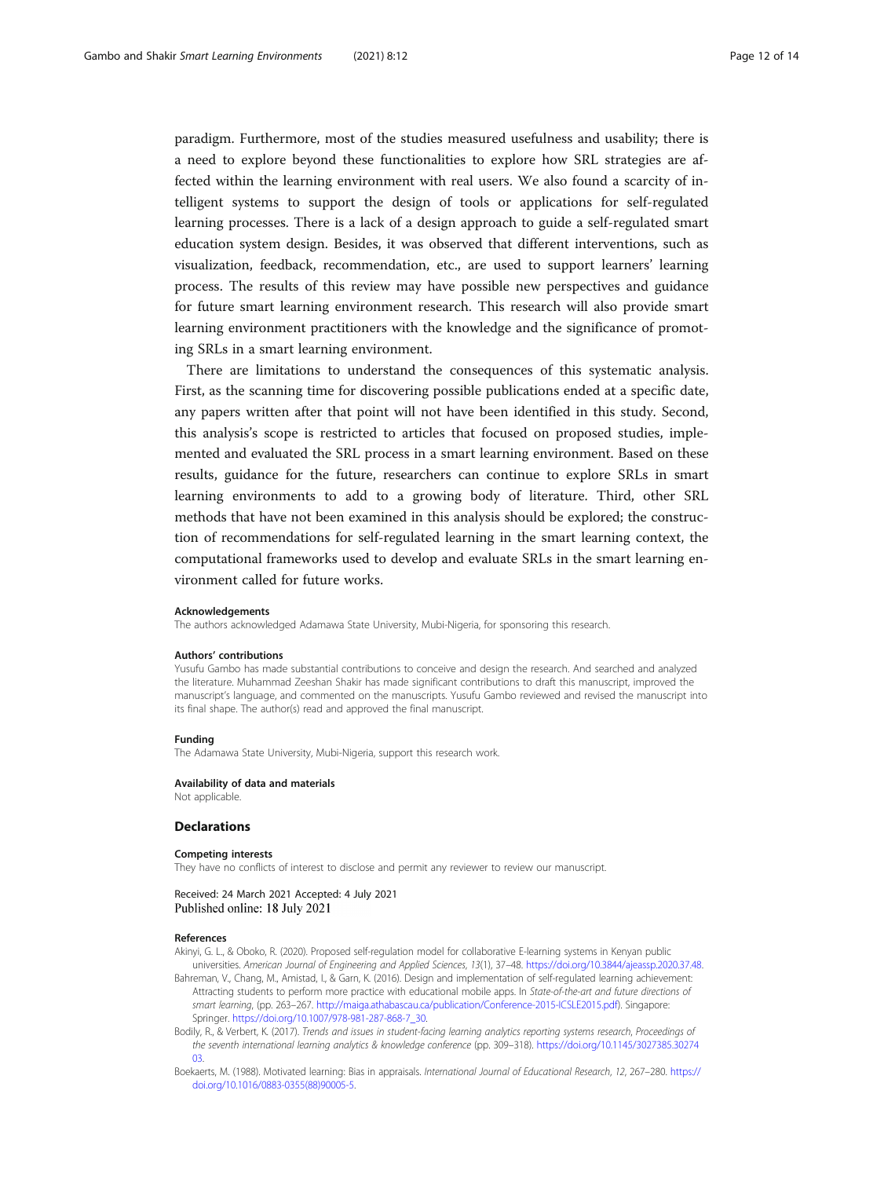paradigm. Furthermore, most of the studies measured usefulness and usability; there is a need to explore beyond these functionalities to explore how SRL strategies are affected within the learning environment with real users. We also found a scarcity of intelligent systems to support the design of tools or applications for self-regulated learning processes. There is a lack of a design approach to guide a self-regulated smart education system design. Besides, it was observed that different interventions, such as visualization, feedback, recommendation, etc., are used to support learners' learning process. The results of this review may have possible new perspectives and guidance for future smart learning environment research. This research will also provide smart learning environment practitioners with the knowledge and the significance of promoting SRLs in a smart learning environment.

There are limitations to understand the consequences of this systematic analysis. First, as the scanning time for discovering possible publications ended at a specific date, any papers written after that point will not have been identified in this study. Second, this analysis's scope is restricted to articles that focused on proposed studies, implemented and evaluated the SRL process in a smart learning environment. Based on these results, guidance for the future, researchers can continue to explore SRLs in smart learning environments to add to a growing body of literature. Third, other SRL methods that have not been examined in this analysis should be explored; the construction of recommendations for self-regulated learning in the smart learning context, the computational frameworks used to develop and evaluate SRLs in the smart learning environment called for future works.

#### Acknowledgements

The authors acknowledged Adamawa State University, Mubi-Nigeria, for sponsoring this research.

#### Authors' contributions

Yusufu Gambo has made substantial contributions to conceive and design the research. And searched and analyzed the literature. Muhammad Zeeshan Shakir has made significant contributions to draft this manuscript, improved the manuscript's language, and commented on the manuscripts. Yusufu Gambo reviewed and revised the manuscript into its final shape. The author(s) read and approved the final manuscript.

#### Funding

The Adamawa State University, Mubi-Nigeria, support this research work.

#### Availability of data and materials

Not applicable.

## Declarations

#### Competing interests

They have no conflicts of interest to disclose and permit any reviewer to review our manuscript.

Received: 24 March 2021 Accepted: 4 July 2021
Published online: 18 July 2021

#### References

Akinyi, G. L., & Oboko, R. (2020). Proposed self-regulation model for collaborative E-learning systems in Kenyan public universities. *American Journal of Engineering and Applied Sciences*, *13*(1), 37–48. https://doi.org/10.3844/ajeassp.2020.37.48.

Bahreman, V., Chang, M., Amistad, I., & Garn, K. (2016). Design and implementation of self-regulated learning achievement: Attracting students to perform more practice with educational mobile apps. In *State-of-the-art and future directions of smart learning*, (pp. 263–267. http://maiga.athabascau.ca/publication/Conference-2015-ICSLE2015.pdf). Singapore: Springer. https://doi.org/10.1007/978-981-287-868-7_30.

Bodily, R., & Verbert, K. (2017). *Trends and issues in student-facing learning analytics reporting systems research, Proceedings of the seventh international learning analytics & knowledge conference* (pp. 309–318). https://doi.org/10.1145/3027385.3027403.

Boekaerts, M. (1988). Motivated learning: Bias in appraisals. *International Journal of Educational Research*, *12*, 267–280. https://doi.org/10.1016/0883-0355(88)90005-5.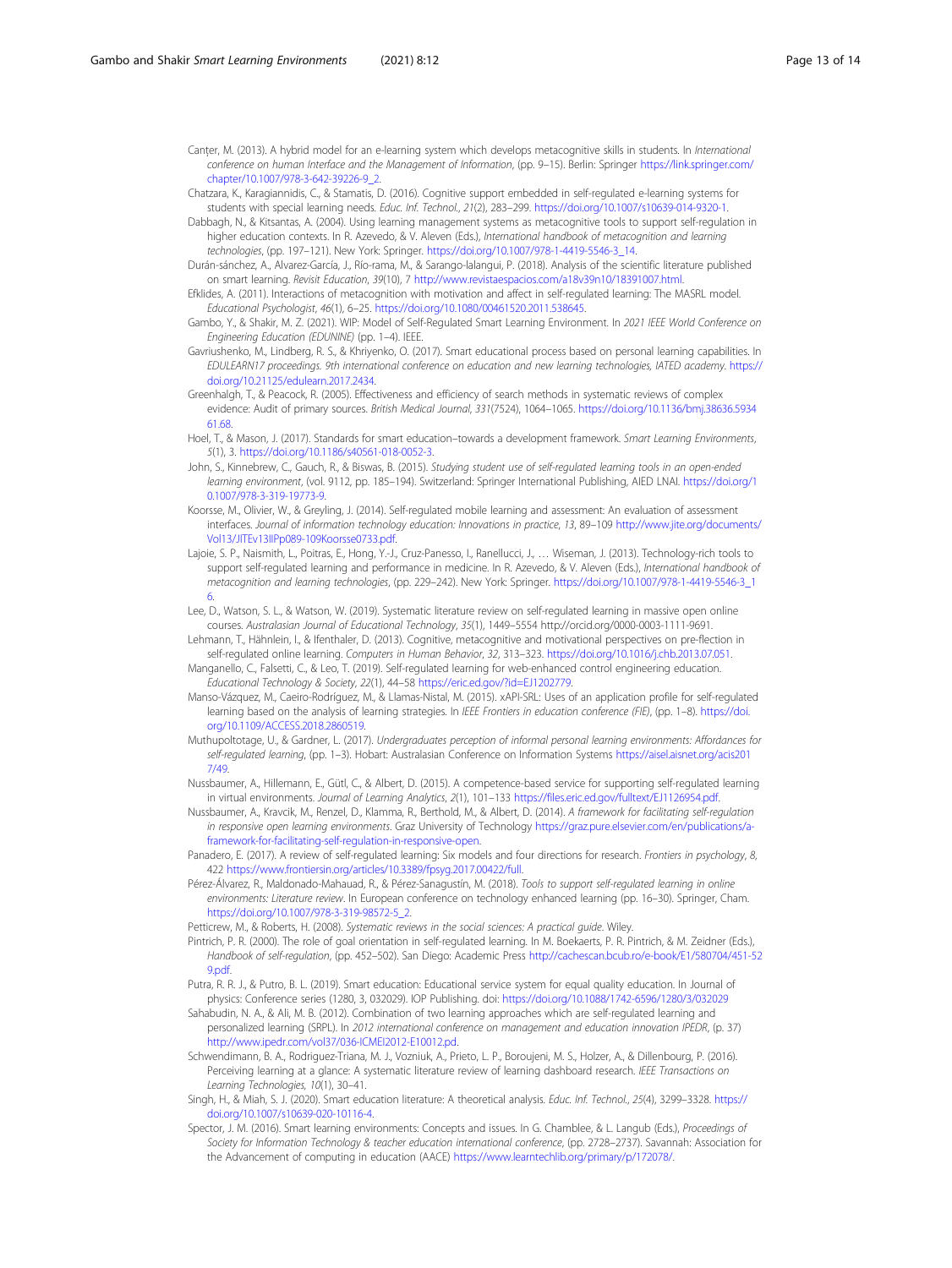Canțer, M. (2013). A hybrid model for an e-learning system which develops metacognitive skills in students. In *International conference on human Interface and the Management of Information*, (pp. 9–15). Berlin: Springer https://link.springer.com/chapter/10.1007/978-3-642-39226-9_2.

Chatzara, K., Karagiannidis, C., & Stamatis, D. (2016). Cognitive support embedded in self-regulated e-learning systems for students with special learning needs. *Educ. Inf. Technol.*, *21*(2), 283–299. https://doi.org/10.1007/s10639-014-9320-1.

Dabbagh, N., & Kitsantas, A. (2004). Using learning management systems as metacognitive tools to support self-regulation in higher education contexts. In R. Azevedo, & V. Aleven (Eds.), *International handbook of metacognition and learning technologies*, (pp. 197–121). New York: Springer. https://doi.org/10.1007/978-1-4419-5546-3_14.

Durán-sánchez, A., Alvarez-García, J., Río-rama, M., & Sarango-lalangui, P. (2018). Analysis of the scientific literature published on smart learning. *Revisit Education*, *39*(10), 7 http://www.revistaespacios.com/a18v39n10/18391007.html.

Efklides, A. (2011). Interactions of metacognition with motivation and affect in self-regulated learning: The MASRL model. *Educational Psychologist*, *46*(1), 6–25. https://doi.org/10.1080/00461520.2011.538645.

Gambo, Y., & Shakir, M. Z. (2021). WIP: Model of Self-Regulated Smart Learning Environment. In *2021 IEEE World Conference on Engineering Education (EDUNINE)* (pp. 1–4). IEEE.

Gavriushenko, M., Lindberg, R. S., & Khriyenko, O. (2017). Smart educational process based on personal learning capabilities. In *EDULEARN17 proceedings. 9th international conference on education and new learning technologies, IATED academy*. https://doi.org/10.21125/edulearn.2017.2434.

Greenhalgh, T., & Peacock, R. (2005). Effectiveness and efficiency of search methods in systematic reviews of complex evidence: Audit of primary sources. *British Medical Journal*, *331*(7524), 1064–1065. https://doi.org/10.1136/bmj.38636.593461.68.

Hoel, T., & Mason, J. (2017). Standards for smart education–towards a development framework. *Smart Learning Environments*, *5*(1), 3. https://doi.org/10.1186/s40561-018-0052-3.

John, S., Kinnebrew, C., Gauch, R., & Biswas, B. (2015). *Studying student use of self-regulated learning tools in an open-ended learning environment*, (vol. 9112, pp. 185–194). Switzerland: Springer International Publishing, AIED LNAI. https://doi.org/10.1007/978-3-319-19773-9.

Koorsse, M., Olivier, W., & Greyling, J. (2014). Self-regulated mobile learning and assessment: An evaluation of assessment interfaces. *Journal of information technology education: Innovations in practice*, *13*, 89–109 http://www.jite.org/documents/Vol13/JITEv13IIPp089-109Koorsse0733.pdf.

Lajoie, S. P., Naismith, L., Poitras, E., Hong, Y.-J., Cruz-Panesso, I., Ranellucci, J., … Wiseman, J. (2013). Technology-rich tools to support self-regulated learning and performance in medicine. In R. Azevedo, & V. Aleven (Eds.), *International handbook of metacognition and learning technologies*, (pp. 229–242). New York: Springer. https://doi.org/10.1007/978-1-4419-5546-3_16.

Lee, D., Watson, S. L., & Watson, W. (2019). Systematic literature review on self-regulated learning in massive open online courses. *Australasian Journal of Educational Technology*, *35*(1), 1449–5554 http://orcid.org/0000-0003-1111-9691.

Lehmann, T., Hähnlein, I., & Ifenthaler, D. (2013). Cognitive, metacognitive and motivational perspectives on pre-flection in self-regulated online learning. *Computers in Human Behavior*, *32*, 313–323. https://doi.org/10.1016/j.chb.2013.07.051.

Manganello, C., Falsetti, C., & Leo, T. (2019). Self-regulated learning for web-enhanced control engineering education. *Educational Technology & Society*, *22*(1), 44–58 https://eric.ed.gov/?id=EJ1202779.

Manso-Vázquez, M., Caeiro-Rodríguez, M., & Llamas-Nistal, M. (2015). xAPI-SRL: Uses of an application profile for self-regulated learning based on the analysis of learning strategies. In *IEEE Frontiers in education conference (FIE)*, (pp. 1–8). https://doi.org/10.1109/ACCESS.2018.2860519.

Muthupoltotage, U., & Gardner, L. (2017). *Undergraduates perception of informal personal learning environments: Affordances for self-regulated learning*, (pp. 1–3). Hobart: Australasian Conference on Information Systems https://aisel.aisnet.org/acis2017/49.

Nussbaumer, A., Hillemann, E., Gütl, C., & Albert, D. (2015). A competence-based service for supporting self-regulated learning in virtual environments. *Journal of Learning Analytics*, *2*(1), 101–133 https://files.eric.ed.gov/fulltext/EJ1126954.pdf.

Nussbaumer, A., Kravcik, M., Renzel, D., Klamma, R., Berthold, M., & Albert, D. (2014). *A framework for facilitating self-regulation in responsive open learning environments*. Graz University of Technology https://graz.pure.elsevier.com/en/publications/a-framework-for-facilitating-self-regulation-in-responsive-open.

Panadero, E. (2017). A review of self-regulated learning: Six models and four directions for research. *Frontiers in psychology*, *8*, 422 https://www.frontiersin.org/articles/10.3389/fpsyg.2017.00422/full.

Pérez-Álvarez, R., Maldonado-Mahauad, R., & Pérez-Sanagustín, M. (2018). *Tools to support self-regulated learning in online environments: Literature review*. In European conference on technology enhanced learning (pp. 16–30). Springer, Cham. https://doi.org/10.1007/978-3-319-98572-5_2.

Petticrew, M., & Roberts, H. (2008). *Systematic reviews in the social sciences: A practical guide*. Wiley.

Pintrich, P. R. (2000). The role of goal orientation in self-regulated learning. In M. Boekaerts, P. R. Pintrich, & M. Zeidner (Eds.), *Handbook of self-regulation*, (pp. 452–502). San Diego: Academic Press http://cachescan.bcub.ro/e-book/E1/580704/451-529.pdf.

Putra, R. R. J., & Putro, B. L. (2019). Smart education: Educational service system for equal quality education. In Journal of physics: Conference series (1280, 3, 032029). IOP Publishing. doi: https://doi.org/10.1088/1742-6596/1280/3/032029

Sahabudin, N. A., & Ali, M. B. (2012). Combination of two learning approaches which are self-regulated learning and personalized learning (SRPL). In *2012 international conference on management and education innovation IPEDR*, (p. 37) http://www.ipedr.com/vol37/036-ICMEI2012-E10012.pd.

Schwendimann, B. A., Rodriguez-Triana, M. J., Vozniuk, A., Prieto, L. P., Boroujeni, M. S., Holzer, A., & Dillenbourg, P. (2016). Perceiving learning at a glance: A systematic literature review of learning dashboard research. *IEEE Transactions on Learning Technologies*, *10*(1), 30–41.

Singh, H., & Miah, S. J. (2020). Smart education literature: A theoretical analysis. *Educ. Inf. Technol.*, *25*(4), 3299–3328. https://doi.org/10.1007/s10639-020-10116-4.

Spector, J. M. (2016). Smart learning environments: Concepts and issues. In G. Chamblee, & L. Langub (Eds.), *Proceedings of Society for Information Technology & teacher education international conference*, (pp. 2728–2737). Savannah: Association for the Advancement of computing in education (AACE) https://www.learntechlib.org/primary/p/172078/.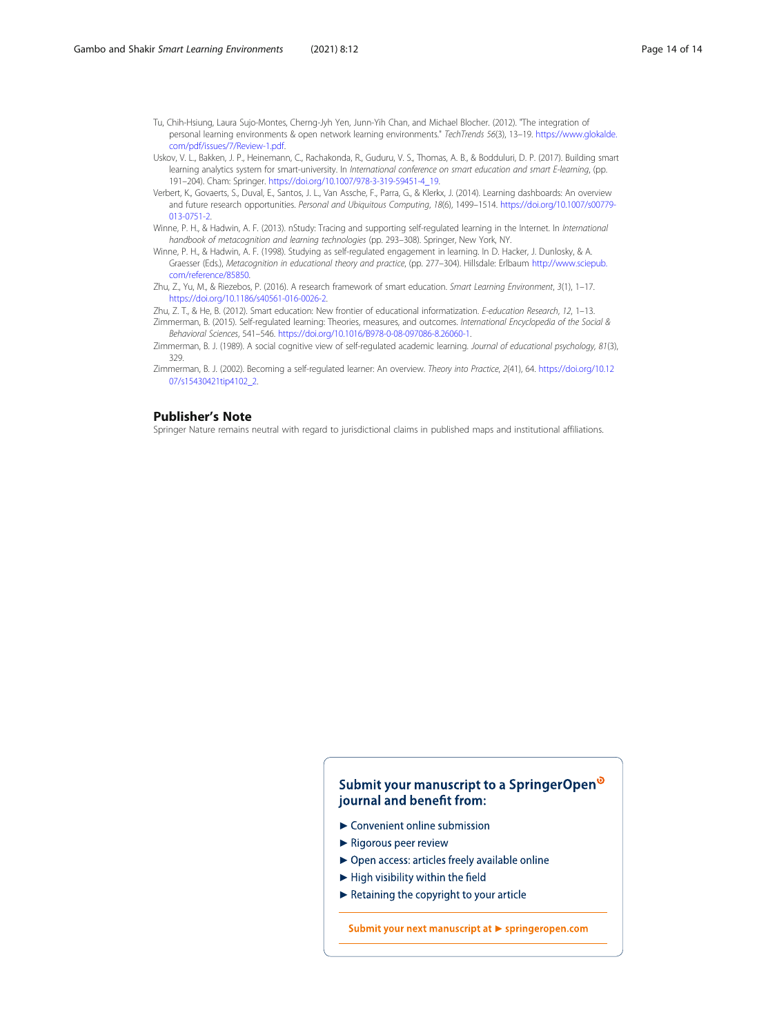Tu, Chih-Hsiung, Laura Sujo-Montes, Cherng-Jyh Yen, Junn-Yih Chan, and Michael Blocher. (2012). "The integration of personal learning environments & open network learning environments." *TechTrends 56*(3), 13–19. https://www.glokalde.com/pdf/issues/7/Review-1.pdf.

Uskov, V. L., Bakken, J. P., Heinemann, C., Rachakonda, R., Guduru, V. S., Thomas, A. B., & Bodduluri, D. P. (2017). Building smart learning analytics system for smart-university. In *International conference on smart education and smart E-learning*, (pp. 191–204). Cham: Springer. https://doi.org/10.1007/978-3-319-59451-4_19.

Verbert, K., Govaerts, S., Duval, E., Santos, J. L., Van Assche, F., Parra, G., & Klerkx, J. (2014). Learning dashboards: An overview and future research opportunities. *Personal and Ubiquitous Computing*, *18*(6), 1499–1514. https://doi.org/10.1007/s00779-013-0751-2.

Winne, P. H., & Hadwin, A. F. (2013). nStudy: Tracing and supporting self-regulated learning in the Internet. In *International handbook of metacognition and learning technologies* (pp. 293–308). Springer, New York, NY.

Winne, P. H., & Hadwin, A. F. (1998). Studying as self-regulated engagement in learning. In D. Hacker, J. Dunlosky, & A. Graesser (Eds.), *Metacognition in educational theory and practice*, (pp. 277–304). Hillsdale: Erlbaum http://www.sciepub.com/reference/85850.

Zhu, Z., Yu, M., & Riezebos, P. (2016). A research framework of smart education. *Smart Learning Environment*, *3*(1), 1–17. https://doi.org/10.1186/s40561-016-0026-2.

Zhu, Z. T., & He, B. (2012). Smart education: New frontier of educational informatization. *E-education Research*, *12*, 1–13.

Zimmerman, B. (2015). Self-regulated learning: Theories, measures, and outcomes. *International Encyclopedia of the Social & Behavioral Sciences*, 541–546. https://doi.org/10.1016/B978-0-08-097086-8.26060-1.

Zimmerman, B. J. (1989). A social cognitive view of self-regulated academic learning. *Journal of educational psychology*, *81*(3), 329.

Zimmerman, B. J. (2002). Becoming a self-regulated learner: An overview. *Theory into Practice*, *2*(41), 64. https://doi.org/10.1207/s15430421tip4102_2.

## Publisher's Note

Springer Nature remains neutral with regard to jurisdictional claims in published maps and institutional affiliations.

**Submit your manuscript to a SpringerOpen journal and benefit from:**

- ► Convenient online submission
- ► Rigorous peer review
- ► Open access: articles freely available online
- ► High visibility within the field
- ► Retaining the copyright to your article

**Submit your next manuscript at ► springeropen.com**